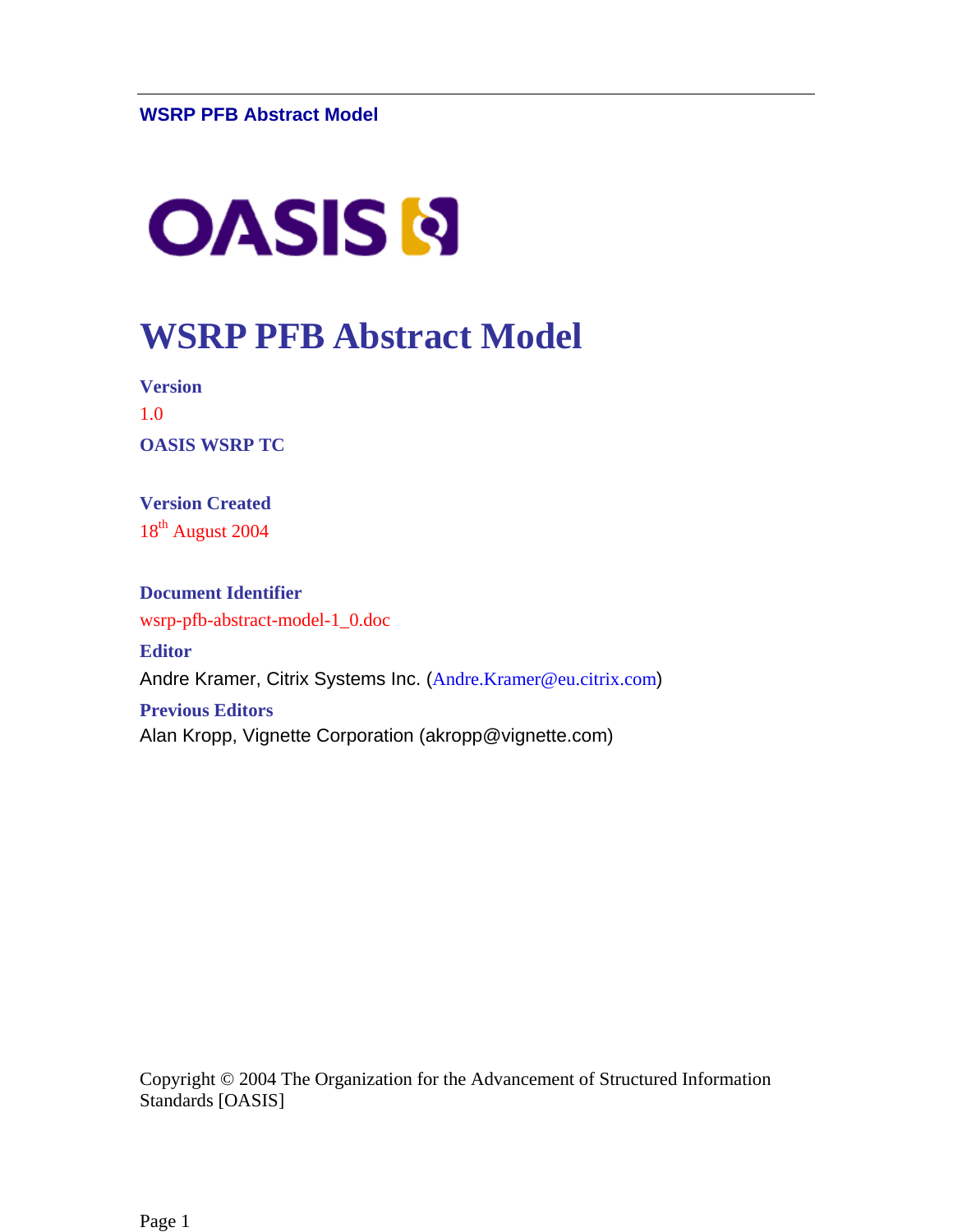# WSRP PFB Abstract Model

**Version**

1.0

**OASIS WSRP TC**

**Version Created**

18th August 2004

**Document Identifier**

wsrp-pfb-abstract-model-1_0.doc

**Editor**

Andre Kramer, Citrix Systems Inc. (Andre.Kramer@eu.citrix.com)

**Previous Editors**

Alan Kropp, Vignette Corporation (akropp@vignette.com)

Copyright © 2004 The Organization for the Advancement of Structured Information Standards [OASIS]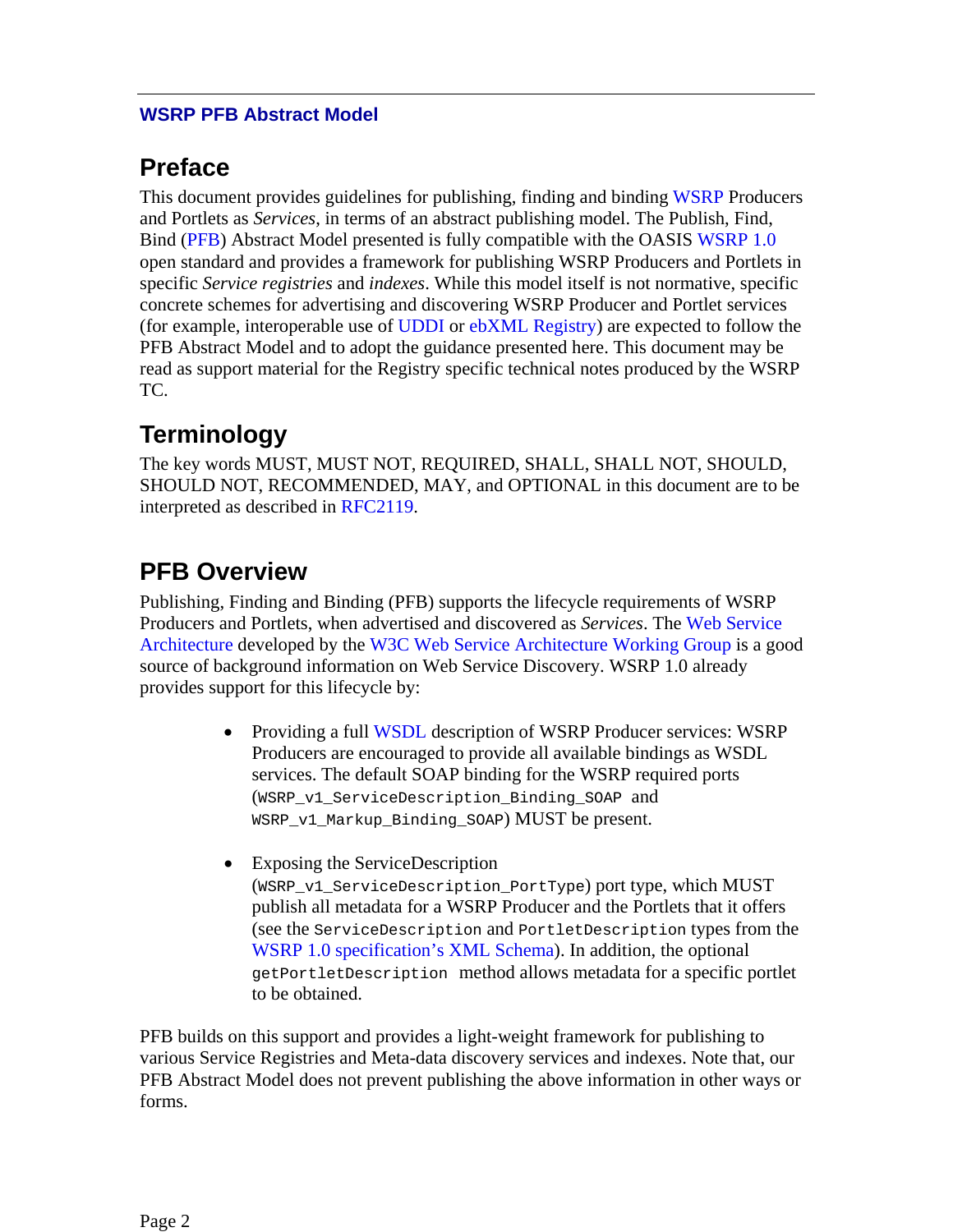## Preface

This document provides guidelines for publishing, finding and binding WSRP Producers and Portlets as *Services*, in terms of an abstract publishing model. The Publish, Find, Bind (PFB) Abstract Model presented is fully compatible with the OASIS WSRP 1.0 open standard and provides a framework for publishing WSRP Producers and Portlets in specific *Service registries* and *indexes*. While this model itself is not normative, specific concrete schemes for advertising and discovering WSRP Producer and Portlet services (for example, interoperable use of UDDI or ebXML Registry) are expected to follow the PFB Abstract Model and to adopt the guidance presented here. This document may be read as support material for the Registry specific technical notes produced by the WSRP TC.

## Terminology

The key words MUST, MUST NOT, REQUIRED, SHALL, SHALL NOT, SHOULD, SHOULD NOT, RECOMMENDED, MAY, and OPTIONAL in this document are to be interpreted as described in RFC2119.

## PFB Overview

Publishing, Finding and Binding (PFB) supports the lifecycle requirements of WSRP Producers and Portlets, when advertised and discovered as *Services*. The Web Service Architecture developed by the W3C Web Service Architecture Working Group is a good source of background information on Web Service Discovery. WSRP 1.0 already provides support for this lifecycle by:

- Providing a full WSDL description of WSRP Producer services: WSRP Producers are encouraged to provide all available bindings as WSDL services. The default SOAP binding for the WSRP required ports (`WSRP_v1_ServiceDescription_Binding_SOAP` and `WSRP_v1_Markup_Binding_SOAP`) MUST be present.

- Exposing the ServiceDescription (`WSRP_v1_ServiceDescription_PortType`) port type, which MUST publish all metadata for a WSRP Producer and the Portlets that it offers (see the `ServiceDescription` and `PortletDescription` types from the WSRP 1.0 specification's XML Schema). In addition, the optional `getPortletDescription` method allows metadata for a specific portlet to be obtained.

PFB builds on this support and provides a light-weight framework for publishing to various Service Registries and Meta-data discovery services and indexes. Note that, our PFB Abstract Model does not prevent publishing the above information in other ways or forms.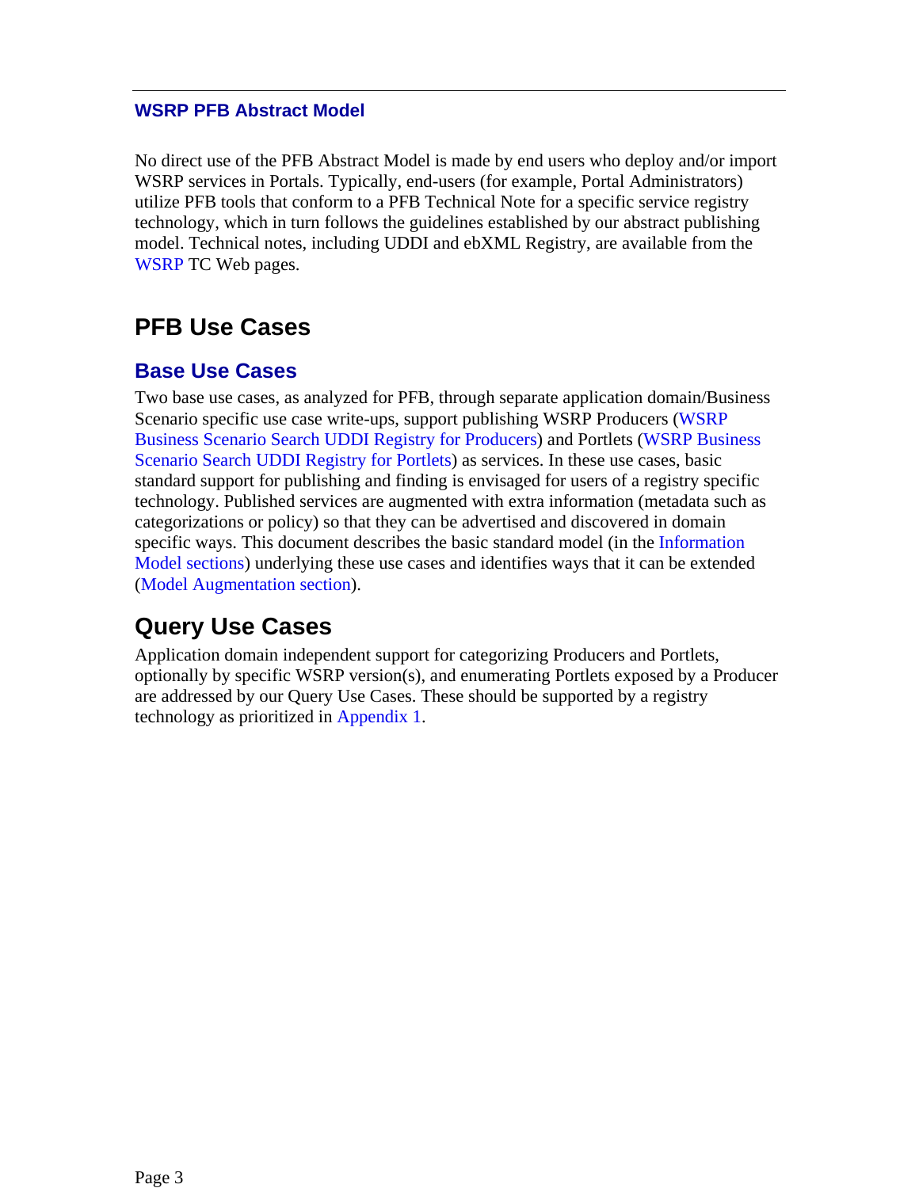### WSRP PFB Abstract Model

No direct use of the PFB Abstract Model is made by end users who deploy and/or import WSRP services in Portals. Typically, end-users (for example, Portal Administrators) utilize PFB tools that conform to a PFB Technical Note for a specific service registry technology, which in turn follows the guidelines established by our abstract publishing model. Technical notes, including UDDI and ebXML Registry, are available from the WSRP TC Web pages.

## PFB Use Cases

### Base Use Cases

Two base use cases, as analyzed for PFB, through separate application domain/Business Scenario specific use case write-ups, support publishing WSRP Producers (WSRP Business Scenario Search UDDI Registry for Producers) and Portlets (WSRP Business Scenario Search UDDI Registry for Portlets) as services. In these use cases, basic standard support for publishing and finding is envisaged for users of a registry specific technology. Published services are augmented with extra information (metadata such as categorizations or policy) so that they can be advertised and discovered in domain specific ways. This document describes the basic standard model (in the Information Model sections) underlying these use cases and identifies ways that it can be extended (Model Augmentation section).

## Query Use Cases

Application domain independent support for categorizing Producers and Portlets, optionally by specific WSRP version(s), and enumerating Portlets exposed by a Producer are addressed by our Query Use Cases. These should be supported by a registry technology as prioritized in Appendix 1.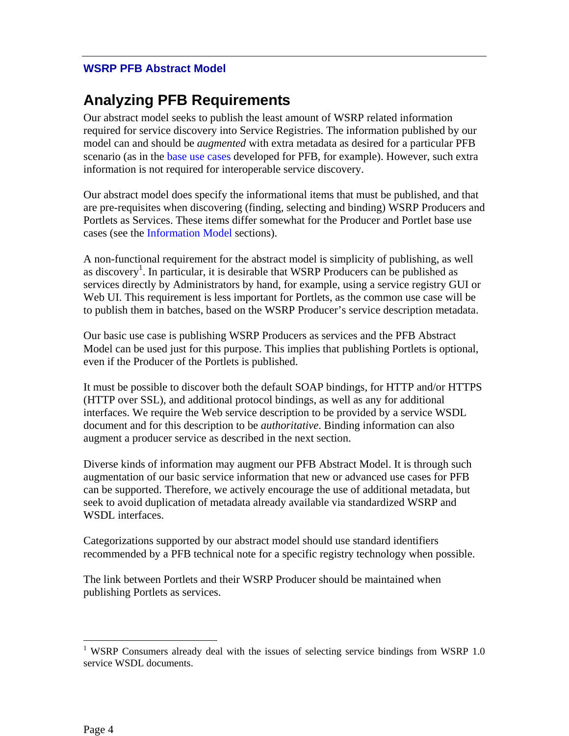## Analyzing PFB Requirements

Our abstract model seeks to publish the least amount of WSRP related information required for service discovery into Service Registries. The information published by our model can and should be *augmented* with extra metadata as desired for a particular PFB scenario (as in the base use cases developed for PFB, for example). However, such extra information is not required for interoperable service discovery.

Our abstract model does specify the informational items that must be published, and that are pre-requisites when discovering (finding, selecting and binding) WSRP Producers and Portlets as Services. These items differ somewhat for the Producer and Portlet base use cases (see the Information Model sections).

A non-functional requirement for the abstract model is simplicity of publishing, as well as discovery[1]. In particular, it is desirable that WSRP Producers can be published as services directly by Administrators by hand, for example, using a service registry GUI or Web UI. This requirement is less important for Portlets, as the common use case will be to publish them in batches, based on the WSRP Producer's service description metadata.

Our basic use case is publishing WSRP Producers as services and the PFB Abstract Model can be used just for this purpose. This implies that publishing Portlets is optional, even if the Producer of the Portlets is published.

It must be possible to discover both the default SOAP bindings, for HTTP and/or HTTPS (HTTP over SSL), and additional protocol bindings, as well as any for additional interfaces. We require the Web service description to be provided by a service WSDL document and for this description to be *authoritative*. Binding information can also augment a producer service as described in the next section.

Diverse kinds of information may augment our PFB Abstract Model. It is through such augmentation of our basic service information that new or advanced use cases for PFB can be supported. Therefore, we actively encourage the use of additional metadata, but seek to avoid duplication of metadata already available via standardized WSRP and WSDL interfaces.

Categorizations supported by our abstract model should use standard identifiers recommended by a PFB technical note for a specific registry technology when possible.

The link between Portlets and their WSRP Producer should be maintained when publishing Portlets as services.

---

[1] WSRP Consumers already deal with the issues of selecting service bindings from WSRP 1.0 service WSDL documents.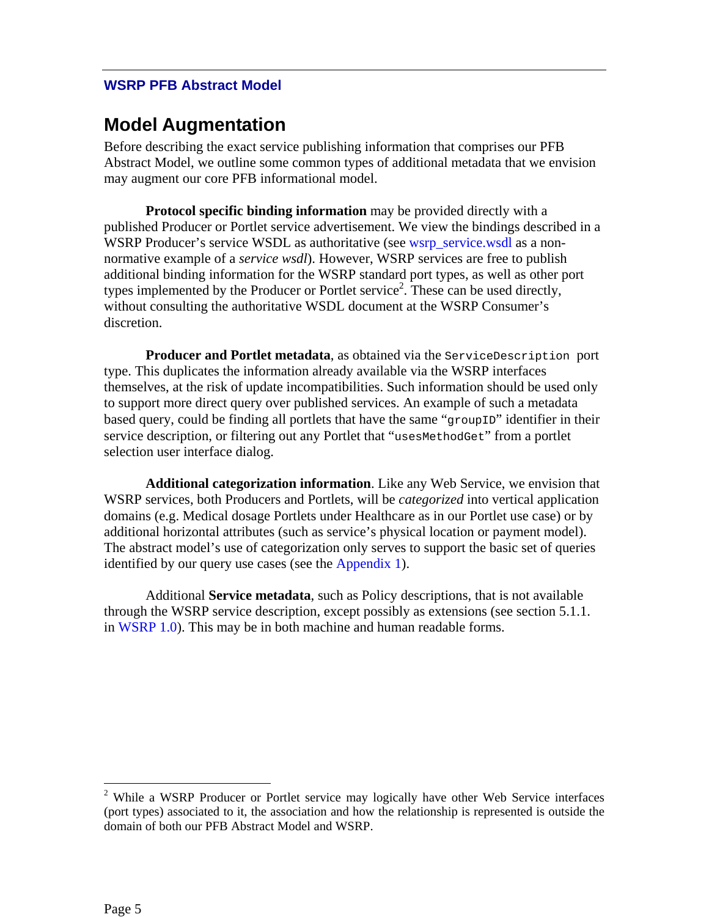## Model Augmentation

Before describing the exact service publishing information that comprises our PFB Abstract Model, we outline some common types of additional metadata that we envision may augment our core PFB informational model.

**Protocol specific binding information** may be provided directly with a published Producer or Portlet service advertisement. We view the bindings described in a WSRP Producer's service WSDL as authoritative (see wsrp_service.wsdl as a non-normative example of a *service wsdl*). However, WSRP services are free to publish additional binding information for the WSRP standard port types, as well as other port types implemented by the Producer or Portlet service[2]. These can be used directly, without consulting the authoritative WSDL document at the WSRP Consumer's discretion.

**Producer and Portlet metadata**, as obtained via the `ServiceDescription` port type. This duplicates the information already available via the WSRP interfaces themselves, at the risk of update incompatibilities. Such information should be used only to support more direct query over published services. An example of such a metadata based query, could be finding all portlets that have the same "`groupID`" identifier in their service description, or filtering out any Portlet that "`usesMethodGet`" from a portlet selection user interface dialog.

**Additional categorization information**. Like any Web Service, we envision that WSRP services, both Producers and Portlets, will be *categorized* into vertical application domains (e.g. Medical dosage Portlets under Healthcare as in our Portlet use case) or by additional horizontal attributes (such as service's physical location or payment model). The abstract model's use of categorization only serves to support the basic set of queries identified by our query use cases (see the Appendix 1).

Additional **Service metadata**, such as Policy descriptions, that is not available through the WSRP service description, except possibly as extensions (see section 5.1.1. in WSRP 1.0). This may be in both machine and human readable forms.

[2] While a WSRP Producer or Portlet service may logically have other Web Service interfaces (port types) associated to it, the association and how the relationship is represented is outside the domain of both our PFB Abstract Model and WSRP.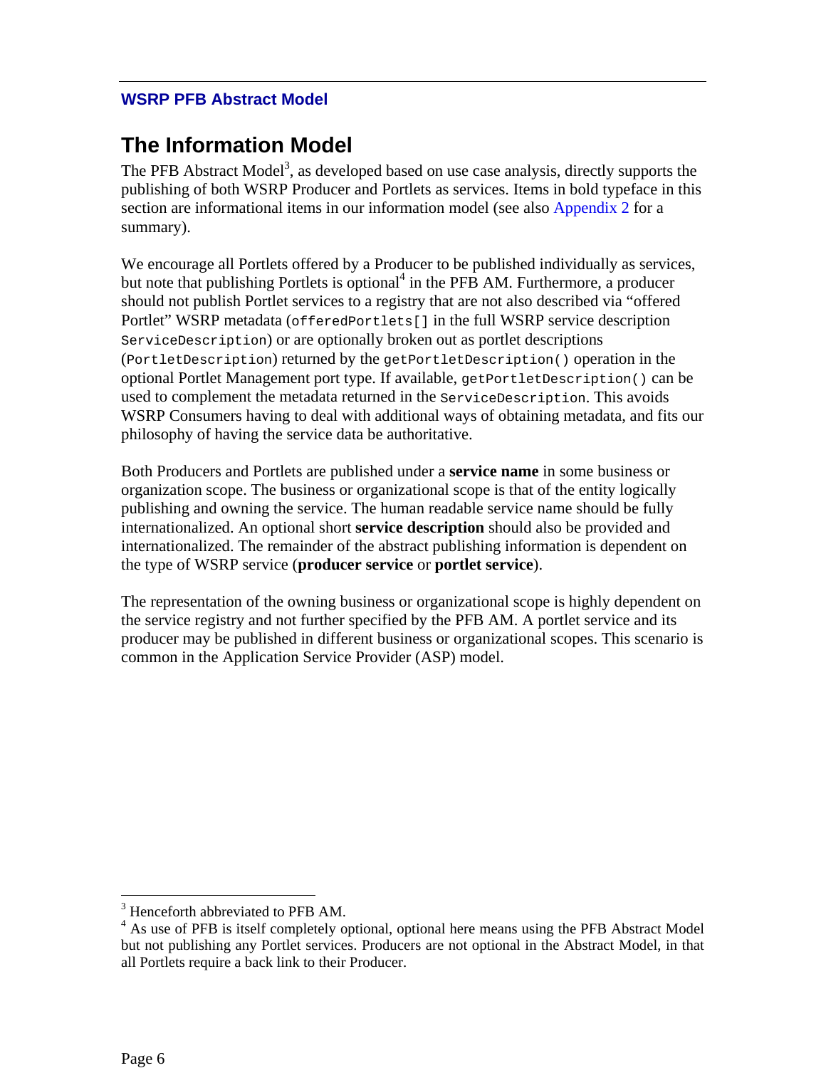# The Information Model

The PFB Abstract Model[3], as developed based on use case analysis, directly supports the publishing of both WSRP Producer and Portlets as services. Items in bold typeface in this section are informational items in our information model (see also Appendix 2 for a summary).

We encourage all Portlets offered by a Producer to be published individually as services, but note that publishing Portlets is optional[4] in the PFB AM. Furthermore, a producer should not publish Portlet services to a registry that are not also described via "offered Portlet" WSRP metadata (`offeredPortlets[]` in the full WSRP service description `ServiceDescription`) or are optionally broken out as portlet descriptions (`PortletDescription`) returned by the `getPortletDescription()` operation in the optional Portlet Management port type. If available, `getPortletDescription()` can be used to complement the metadata returned in the `ServiceDescription`. This avoids WSRP Consumers having to deal with additional ways of obtaining metadata, and fits our philosophy of having the service data be authoritative.

Both Producers and Portlets are published under a **service name** in some business or organization scope. The business or organizational scope is that of the entity logically publishing and owning the service. The human readable service name should be fully internationalized. An optional short **service description** should also be provided and internationalized. The remainder of the abstract publishing information is dependent on the type of WSRP service (**producer service** or **portlet service**).

The representation of the owning business or organizational scope is highly dependent on the service registry and not further specified by the PFB AM. A portlet service and its producer may be published in different business or organizational scopes. This scenario is common in the Application Service Provider (ASP) model.

---

[3] Henceforth abbreviated to PFB AM.

[4] As use of PFB is itself completely optional, optional here means using the PFB Abstract Model but not publishing any Portlet services. Producers are not optional in the Abstract Model, in that all Portlets require a back link to their Producer.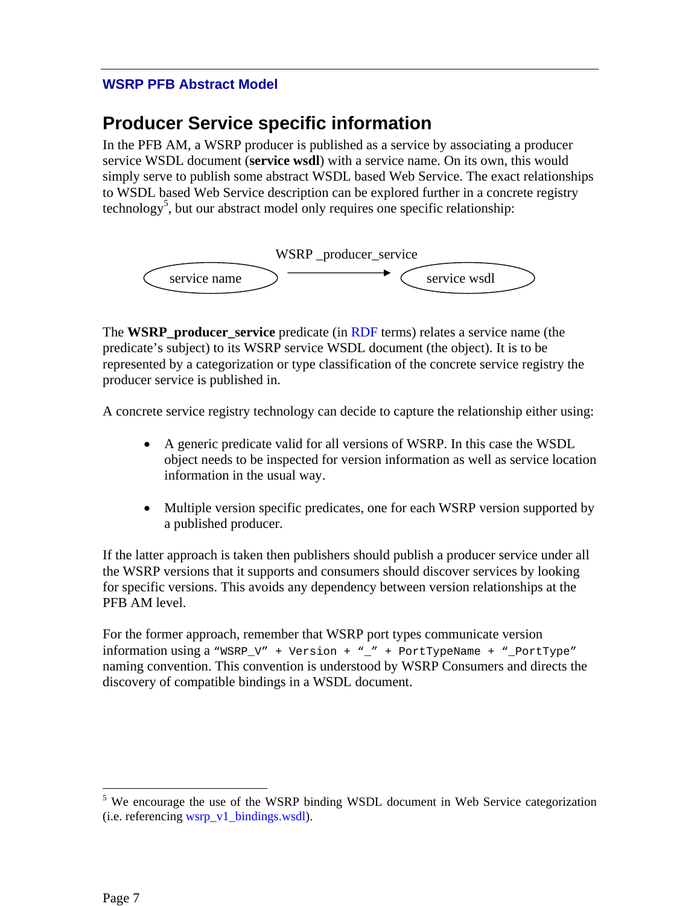# WSRP PFB Abstract Model

## Producer Service specific information

In the PFB AM, a WSRP producer is published as a service by associating a producer service WSDL document (**service wsdl**) with a service name. On its own, this would simply serve to publish some abstract WSDL based Web Service. The exact relationships to WSDL based Web Service description can be explored further in a concrete registry technology[5], but our abstract model only requires one specific relationship:

service name —WSRP _producer_service→ service wsdl

The **WSRP_producer_service** predicate (in RDF terms) relates a service name (the predicate's subject) to its WSRP service WSDL document (the object). It is to be represented by a categorization or type classification of the concrete service registry the producer service is published in.

A concrete service registry technology can decide to capture the relationship either using:

- A generic predicate valid for all versions of WSRP. In this case the WSDL object needs to be inspected for version information as well as service location information in the usual way.
- Multiple version specific predicates, one for each WSRP version supported by a published producer.

If the latter approach is taken then publishers should publish a producer service under all the WSRP versions that it supports and consumers should discover services by looking for specific versions. This avoids any dependency between version relationships at the PFB AM level.

For the former approach, remember that WSRP port types communicate version information using a `"WSRP_V" + Version + "_" + PortTypeName + "_PortType"` naming convention. This convention is understood by WSRP Consumers and directs the discovery of compatible bindings in a WSDL document.

---

[5] We encourage the use of the WSRP binding WSDL document in Web Service categorization (i.e. referencing wsrp_v1_bindings.wsdl).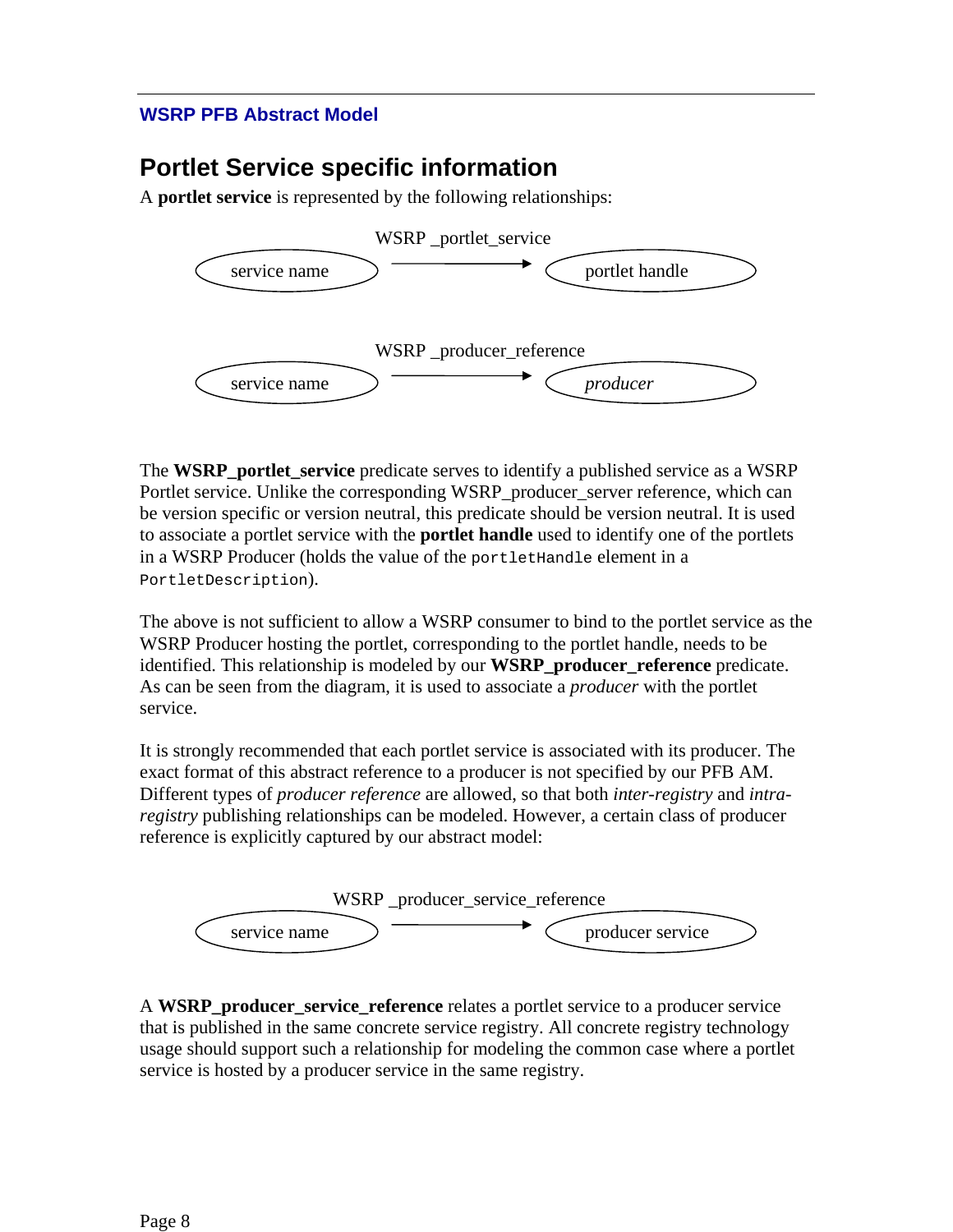## Portlet Service specific information

A **portlet service** is represented by the following relationships:

service name —WSRP _portlet_service→ portlet handle

service name —WSRP _producer_reference→ *producer*

The **WSRP_portlet_service** predicate serves to identify a published service as a WSRP Portlet service. Unlike the corresponding WSRP_producer_server reference, which can be version specific or version neutral, this predicate should be version neutral. It is used to associate a portlet service with the **portlet handle** used to identify one of the portlets in a WSRP Producer (holds the value of the `portletHandle` element in a `PortletDescription`).

The above is not sufficient to allow a WSRP consumer to bind to the portlet service as the WSRP Producer hosting the portlet, corresponding to the portlet handle, needs to be identified. This relationship is modeled by our **WSRP_producer_reference** predicate. As can be seen from the diagram, it is used to associate a *producer* with the portlet service.

It is strongly recommended that each portlet service is associated with its producer. The exact format of this abstract reference to a producer is not specified by our PFB AM. Different types of *producer reference* are allowed, so that both *inter-registry* and *intra-registry* publishing relationships can be modeled. However, a certain class of producer reference is explicitly captured by our abstract model:

service name —WSRP _producer_service_reference→ producer service

A **WSRP_producer_service_reference** relates a portlet service to a producer service that is published in the same concrete service registry. All concrete registry technology usage should support such a relationship for modeling the common case where a portlet service is hosted by a producer service in the same registry.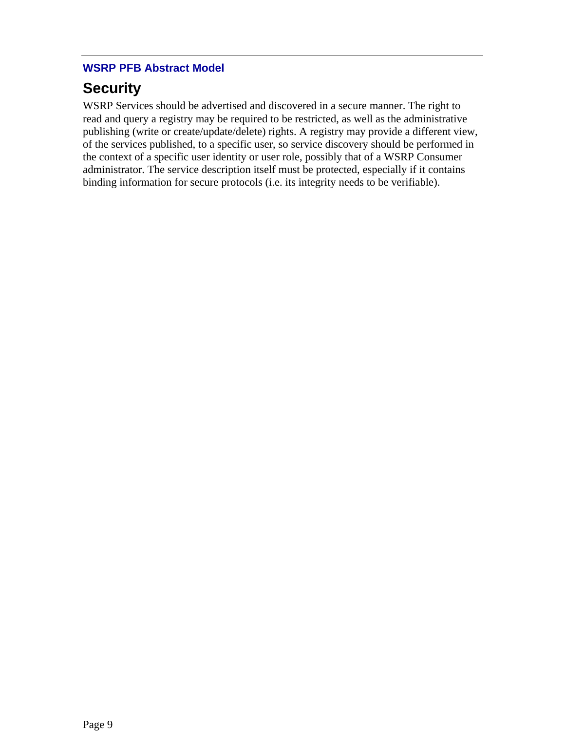## WSRP PFB Abstract Model

# Security

WSRP Services should be advertised and discovered in a secure manner. The right to read and query a registry may be required to be restricted, as well as the administrative publishing (write or create/update/delete) rights. A registry may provide a different view, of the services published, to a specific user, so service discovery should be performed in the context of a specific user identity or user role, possibly that of a WSRP Consumer administrator. The service description itself must be protected, especially if it contains binding information for secure protocols (i.e. its integrity needs to be verifiable).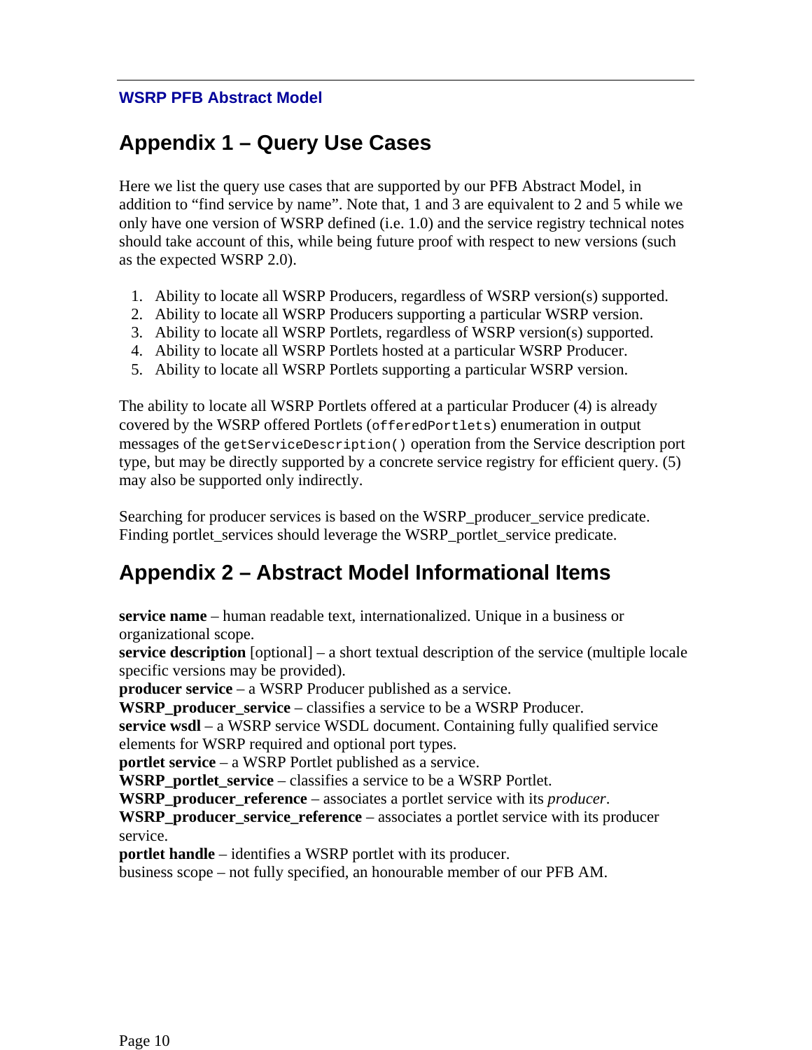# Appendix 1 – Query Use Cases

Here we list the query use cases that are supported by our PFB Abstract Model, in addition to "find service by name". Note that, 1 and 3 are equivalent to 2 and 5 while we only have one version of WSRP defined (i.e. 1.0) and the service registry technical notes should take account of this, while being future proof with respect to new versions (such as the expected WSRP 2.0).

1. Ability to locate all WSRP Producers, regardless of WSRP version(s) supported.
2. Ability to locate all WSRP Producers supporting a particular WSRP version.
3. Ability to locate all WSRP Portlets, regardless of WSRP version(s) supported.
4. Ability to locate all WSRP Portlets hosted at a particular WSRP Producer.
5. Ability to locate all WSRP Portlets supporting a particular WSRP version.

The ability to locate all WSRP Portlets offered at a particular Producer (4) is already covered by the WSRP offered Portlets (`offeredPortlets`) enumeration in output messages of the `getServiceDescription()` operation from the Service description port type, but may be directly supported by a concrete service registry for efficient query. (5) may also be supported only indirectly.

Searching for producer services is based on the WSRP_producer_service predicate. Finding portlet_services should leverage the WSRP_portlet_service predicate.

# Appendix 2 – Abstract Model Informational Items

**service name** – human readable text, internationalized. Unique in a business or organizational scope.
**service description** [optional] – a short textual description of the service (multiple locale specific versions may be provided).
**producer service** – a WSRP Producer published as a service.
**WSRP_producer_service** – classifies a service to be a WSRP Producer.
**service wsdl** – a WSRP service WSDL document. Containing fully qualified service elements for WSRP required and optional port types.
**portlet service** – a WSRP Portlet published as a service.
**WSRP_portlet_service** – classifies a service to be a WSRP Portlet.
**WSRP_producer_reference** – associates a portlet service with its *producer*.
**WSRP_producer_service_reference** – associates a portlet service with its producer service.
**portlet handle** – identifies a WSRP portlet with its producer.
business scope – not fully specified, an honourable member of our PFB AM.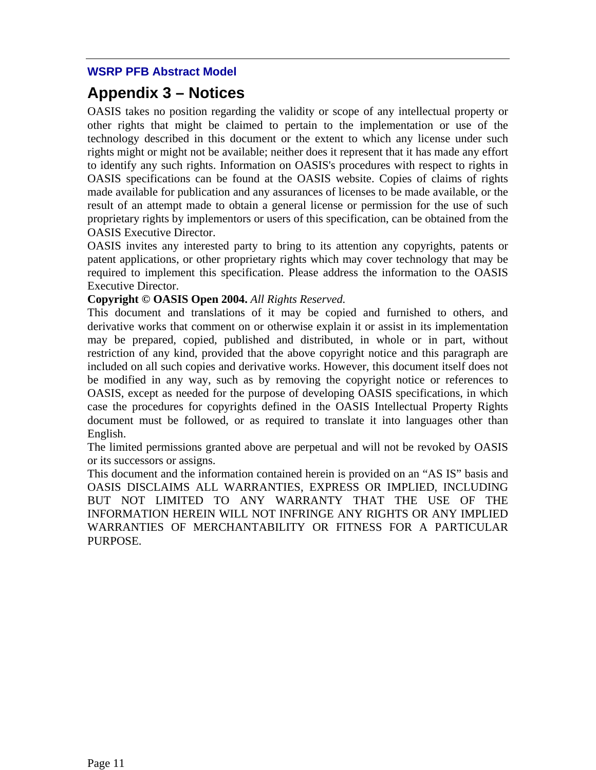# Appendix 3 – Notices

OASIS takes no position regarding the validity or scope of any intellectual property or other rights that might be claimed to pertain to the implementation or use of the technology described in this document or the extent to which any license under such rights might or might not be available; neither does it represent that it has made any effort to identify any such rights. Information on OASIS's procedures with respect to rights in OASIS specifications can be found at the OASIS website. Copies of claims of rights made available for publication and any assurances of licenses to be made available, or the result of an attempt made to obtain a general license or permission for the use of such proprietary rights by implementors or users of this specification, can be obtained from the OASIS Executive Director.

OASIS invites any interested party to bring to its attention any copyrights, patents or patent applications, or other proprietary rights which may cover technology that may be required to implement this specification. Please address the information to the OASIS Executive Director.

**Copyright © OASIS Open 2004.** *All Rights Reserved.*

This document and translations of it may be copied and furnished to others, and derivative works that comment on or otherwise explain it or assist in its implementation may be prepared, copied, published and distributed, in whole or in part, without restriction of any kind, provided that the above copyright notice and this paragraph are included on all such copies and derivative works. However, this document itself does not be modified in any way, such as by removing the copyright notice or references to OASIS, except as needed for the purpose of developing OASIS specifications, in which case the procedures for copyrights defined in the OASIS Intellectual Property Rights document must be followed, or as required to translate it into languages other than English.

The limited permissions granted above are perpetual and will not be revoked by OASIS or its successors or assigns.

This document and the information contained herein is provided on an "AS IS" basis and OASIS DISCLAIMS ALL WARRANTIES, EXPRESS OR IMPLIED, INCLUDING BUT NOT LIMITED TO ANY WARRANTY THAT THE USE OF THE INFORMATION HEREIN WILL NOT INFRINGE ANY RIGHTS OR ANY IMPLIED WARRANTIES OF MERCHANTABILITY OR FITNESS FOR A PARTICULAR PURPOSE.